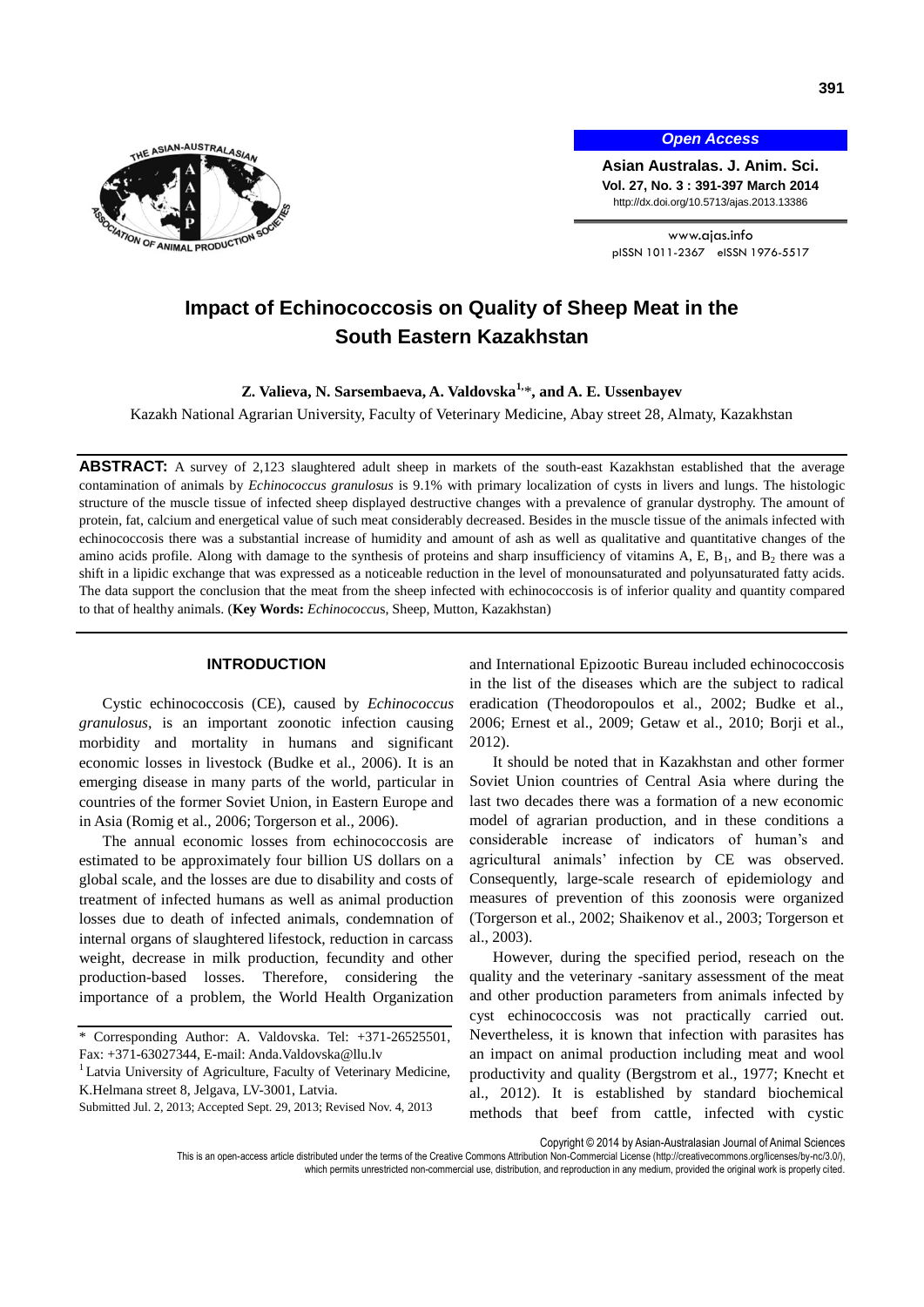# Impact of Echinococcosis on Quality of Sheep Meat in the South Eastern Kazakhstan

**Z. Valieva, N. Sarsembaeva, A. Valdovska[1,]*, and A. E. Ussenbayev**

Kazakh National Agrarian University, Faculty of Veterinary Medicine, Abay street 28, Almaty, Kazakhstan

**ABSTRACT:** A survey of 2,123 slaughtered adult sheep in markets of the south-east Kazakhstan established that the average contamination of animals by *Echinococcus granulosus* is 9.1% with primary localization of cysts in livers and lungs. The histologic structure of the muscle tissue of infected sheep displayed destructive changes with a prevalence of granular dystrophy. The amount of protein, fat, calcium and energetical value of such meat considerably decreased. Besides in the muscle tissue of the animals infected with echinococcosis there was a substantial increase of humidity and amount of ash as well as qualitative and quantitative changes of the amino acids profile. Along with damage to the synthesis of proteins and sharp insufficiency of vitamins A, E, $B_1$, and $B_2$ there was a shift in a lipidic exchange that was expressed as a noticeable reduction in the level of monounsaturated and polyunsaturated fatty acids. The data support the conclusion that the meat from the sheep infected with echinococcosis is of inferior quality and quantity compared to that of healthy animals. (**Key Words:** *Echinococcu*s, Sheep, Mutton, Kazakhstan)

## INTRODUCTION

Cystic echinococcosis (CE), caused by *Echinococcus granulosus*, is an important zoonotic infection causing morbidity and mortality in humans and significant economic losses in livestock (Budke et al., 2006). It is an emerging disease in many parts of the world, particular in countries of the former Soviet Union, in Eastern Europe and in Asia (Romig et al., 2006; Torgerson et al., 2006).

The annual economic losses from echinococcosis are estimated to be approximately four billion US dollars on a global scale, and the losses are due to disability and costs of treatment of infected humans as well as animal production losses due to death of infected animals, condemnation of internal organs of slaughtered lifestock, reduction in carcass weight, decrease in milk production, fecundity and other production-based losses. Therefore, considering the importance of a problem, the World Health Organization and International Epizootic Bureau included echinococcosis in the list of the diseases which are the subject to radical eradication (Theodoropoulos et al., 2002; Budke et al., 2006; Ernest et al., 2009; Getaw et al., 2010; Borji et al., 2012).

It should be noted that in Kazakhstan and other former Soviet Union countries of Central Asia where during the last two decades there was a formation of a new economic model of agrarian production, and in these conditions a considerable increase of indicators of human's and agricultural animals' infection by CE was observed. Consequently, large-scale research of epidemiology and measures of prevention of this zoonosis were organized (Torgerson et al., 2002; Shaikenov et al., 2003; Torgerson et al., 2003).

However, during the specified period, reseach on the quality and the veterinary -sanitary assessment of the meat and other production parameters from animals infected by cyst echinococcosis was not practically carried out. Nevertheless, it is known that infection with parasites has an impact on animal production including meat and wool productivity and quality (Bergstrom et al., 1977; Knecht et al., 2012). It is established by standard biochemical methods that beef from cattle, infected with cystic

\* Corresponding Author: A. Valdovska. Tel: +371-26525501, Fax: +371-63027344, E-mail: Anda.Valdovska@llu.lv

[1] Latvia University of Agriculture, Faculty of Veterinary Medicine, K.Helmana street 8, Jelgava, LV-3001, Latvia.

Submitted Jul. 2, 2013; Accepted Sept. 29, 2013; Revised Nov. 4, 2013

Copyright © 2014 by Asian-Australasian Journal of Animal Sciences

This is an open-access article distributed under the terms of the Creative Commons Attribution Non-Commercial License (http://creativecommons.org/licenses/by-nc/3.0/), which permits unrestricted non-commercial use, distribution, and reproduction in any medium, provided the original work is properly cited.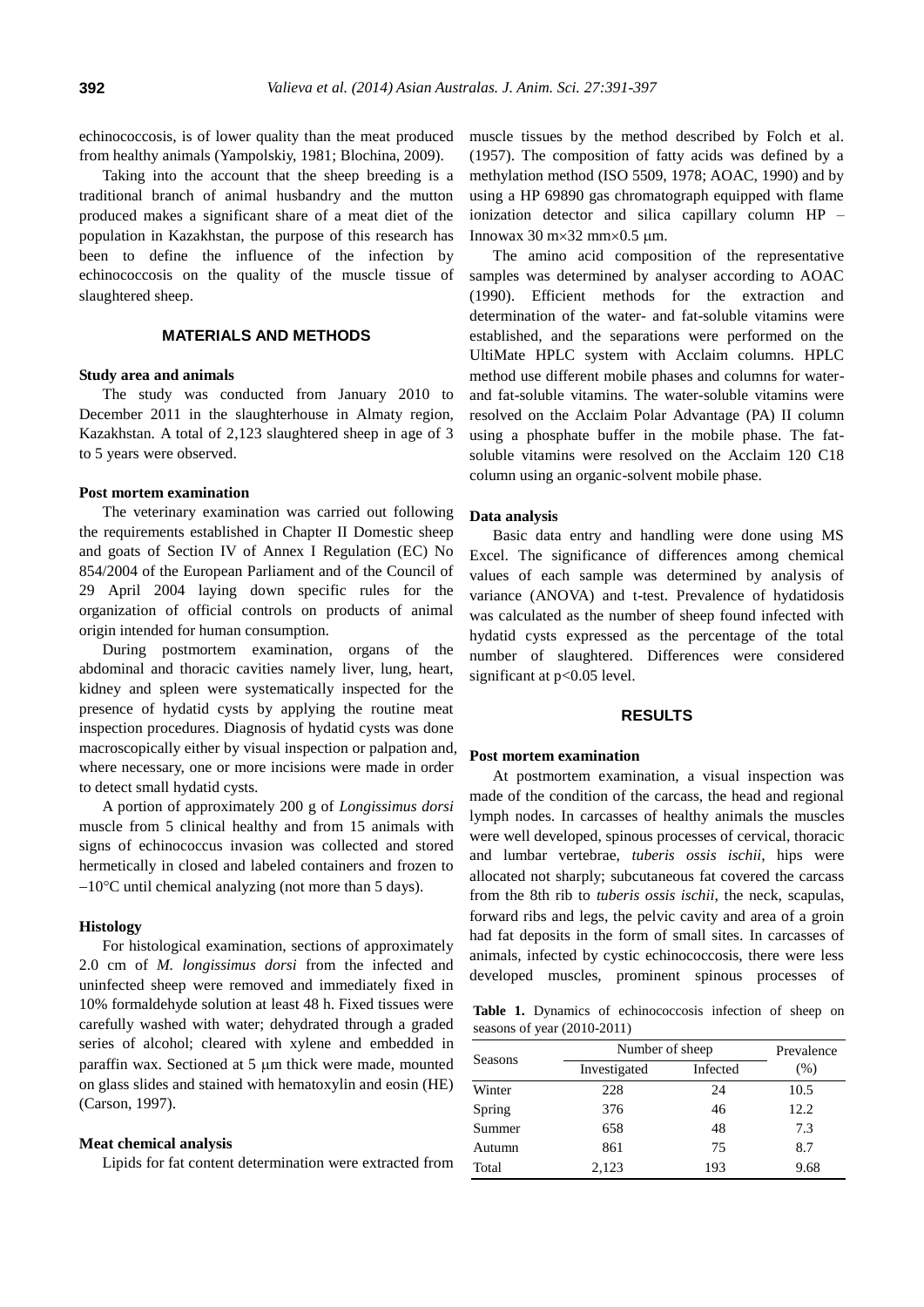echinococcosis, is of lower quality than the meat produced from healthy animals (Yampolskiy, 1981; Blochina, 2009).

Taking into the account that the sheep breeding is a traditional branch of animal husbandry and the mutton produced makes a significant share of a meat diet of the population in Kazakhstan, the purpose of this research has been to define the influence of the infection by echinococcosis on the quality of the muscle tissue of slaughtered sheep.

## MATERIALS AND METHODS

### Study area and animals

The study was conducted from January 2010 to December 2011 in the slaughterhouse in Almaty region, Kazakhstan. A total of 2,123 slaughtered sheep in age of 3 to 5 years were observed.

### Post mortem examination

The veterinary examination was carried out following the requirements established in Chapter II Domestic sheep and goats of Section IV of Annex I Regulation (EC) No 854/2004 of the European Parliament and of the Council of 29 April 2004 laying down specific rules for the organization of official controls on products of animal origin intended for human consumption.

During postmortem examination, organs of the abdominal and thoracic cavities namely liver, lung, heart, kidney and spleen were systematically inspected for the presence of hydatid cysts by applying the routine meat inspection procedures. Diagnosis of hydatid cysts was done macroscopically either by visual inspection or palpation and, where necessary, one or more incisions were made in order to detect small hydatid cysts.

A portion of approximately 200 g of *Longissimus dorsi* muscle from 5 clinical healthy and from 15 animals with signs of echinococcus invasion was collected and stored hermetically in closed and labeled containers and frozen to −10°C until chemical analyzing (not more than 5 days).

### Histology

For histological examination, sections of approximately 2.0 cm of *M. longissimus dorsi* from the infected and uninfected sheep were removed and immediately fixed in 10% formaldehyde solution at least 48 h. Fixed tissues were carefully washed with water; dehydrated through a graded series of alcohol; cleared with xylene and embedded in paraffin wax. Sectioned at 5 μm thick were made, mounted on glass slides and stained with hematoxylin and eosin (HE) (Carson, 1997).

### Meat chemical analysis

Lipids for fat content determination were extracted from muscle tissues by the method described by Folch et al. (1957). The composition of fatty acids was defined by a methylation method (ISO 5509, 1978; AOAC, 1990) and by using a HP 69890 gas chromatograph equipped with flame ionization detector and silica capillary column HP – Innowax 30 m×32 mm×0.5 μm.

The amino acid composition of the representative samples was determined by analyser according to AOAC (1990). Efficient methods for the extraction and determination of the water- and fat-soluble vitamins were established, and the separations were performed on the UltiMate HPLC system with Acclaim columns. HPLC method use different mobile phases and columns for water- and fat-soluble vitamins. The water-soluble vitamins were resolved on the Acclaim Polar Advantage (PA) II column using a phosphate buffer in the mobile phase. The fat-soluble vitamins were resolved on the Acclaim 120 C18 column using an organic-solvent mobile phase.

### Data analysis

Basic data entry and handling were done using MS Excel. The significance of differences among chemical values of each sample was determined by analysis of variance (ANOVA) and t-test. Prevalence of hydatidosis was calculated as the number of sheep found infected with hydatid cysts expressed as the percentage of the total number of slaughtered. Differences were considered significant at $p<0.05$ level.

## RESULTS

### Post mortem examination

At postmortem examination, a visual inspection was made of the condition of the carcass, the head and regional lymph nodes. In carcasses of healthy animals the muscles were well developed, spinous processes of cervical, thoracic and lumbar vertebrae, *tuberis ossis ischii*, hips were allocated not sharply; subcutaneous fat covered the carcass from the 8th rib to *tuberis ossis ischii*, the neck, scapulas, forward ribs and legs, the pelvic cavity and area of a groin had fat deposits in the form of small sites. In carcasses of animals, infected by cystic echinococcosis, there were less developed muscles, prominent spinous processes of

**Table 1.** Dynamics of echinococcosis infection of sheep on seasons of year (2010-2011)

| Seasons | Number of sheep | | Prevalence |
|---|---|---|---|
| | Investigated | Infected | (%) |
| Winter | 228 | 24 | 10.5 |
| Spring | 376 | 46 | 12.2 |
| Summer | 658 | 48 | 7.3 |
| Autumn | 861 | 75 | 8.7 |
| Total | 2,123 | 193 | 9.68 |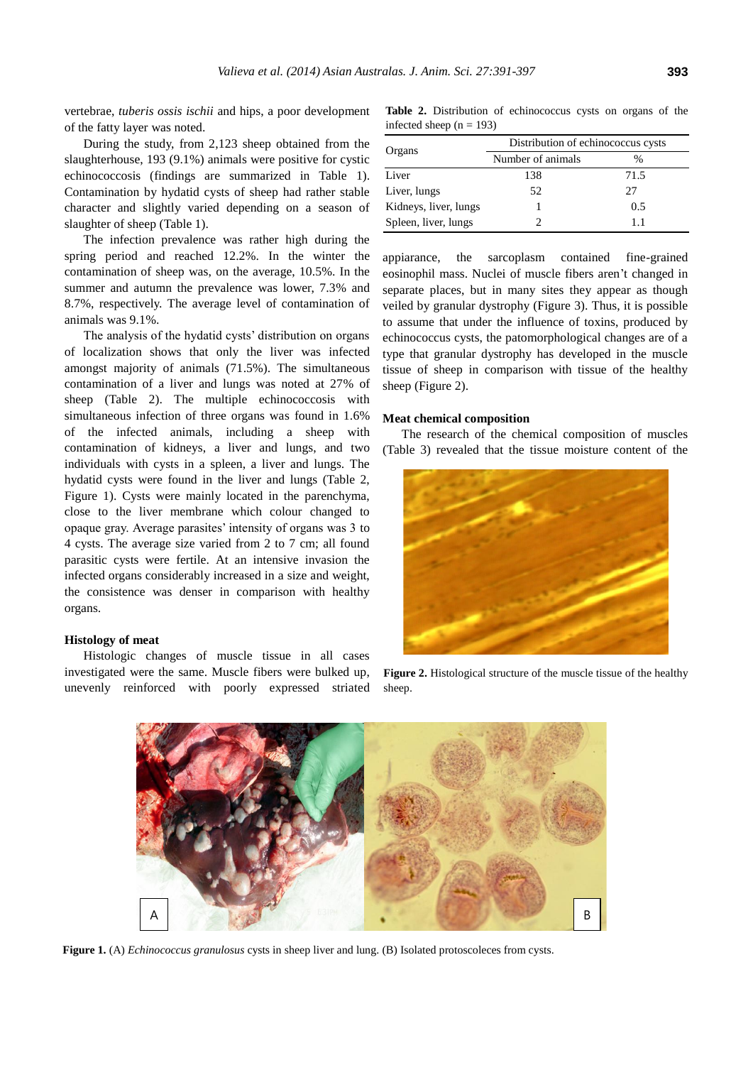vertebrae, *tuberis ossis ischii* and hips, a poor development of the fatty layer was noted.

During the study, from 2,123 sheep obtained from the slaughterhouse, 193 (9.1%) animals were positive for cystic echinococcosis (findings are summarized in Table 1). Contamination by hydatid cysts of sheep had rather stable character and slightly varied depending on a season of slaughter of sheep (Table 1).

The infection prevalence was rather high during the spring period and reached 12.2%. In the winter the contamination of sheep was, on the average, 10.5%. In the summer and autumn the prevalence was lower, 7.3% and 8.7%, respectively. The average level of contamination of animals was 9.1%.

The analysis of the hydatid cysts' distribution on organs of localization shows that only the liver was infected amongst majority of animals (71.5%). The simultaneous contamination of a liver and lungs was noted at 27% of sheep (Table 2). The multiple echinococcosis with simultaneous infection of three organs was found in 1.6% of the infected animals, including a sheep with contamination of kidneys, a liver and lungs, and two individuals with cysts in a spleen, a liver and lungs. The hydatid cysts were found in the liver and lungs (Table 2, Figure 1). Cysts were mainly located in the parenchyma, close to the liver membrane which colour changed to opaque gray. Average parasites' intensity of organs was 3 to 4 cysts. The average size varied from 2 to 7 cm; all found parasitic cysts were fertile. At an intensive invasion the infected organs considerably increased in a size and weight, the consistence was denser in comparison with healthy organs.

**Table 2.** Distribution of echinococcus cysts on organs of the infected sheep (n = 193)

| Organs | Distribution of echinococcus cysts | |
|---|---|---|
| | Number of animals | % |
| Liver | 138 | 71.5 |
| Liver, lungs | 52 | 27 |
| Kidneys, liver, lungs | 1 | 0.5 |
| Spleen, liver, lungs | 2 | 1.1 |

### Histology of meat

Histologic changes of muscle tissue in all cases investigated were the same. Muscle fibers were bulked up, unevenly reinforced with poorly expressed striated appiarance, the sarcoplasm contained fine-grained eosinophil mass. Nuclei of muscle fibers aren't changed in separate places, but in many sites they appear as though veiled by granular dystrophy (Figure 3). Thus, it is possible to assume that under the influence of toxins, produced by echinococcus cysts, the patomorphological changes are of a type that granular dystrophy has developed in the muscle tissue of sheep in comparison with tissue of the healthy sheep (Figure 2).

### Meat chemical composition

The research of the chemical composition of muscles (Table 3) revealed that the tissue moisture content of the

**Figure 2.** Histological structure of the muscle tissue of the healthy sheep.

**Figure 1.** (A) *Echinococcus granulosus* cysts in sheep liver and lung. (B) Isolated protoscoleces from cysts.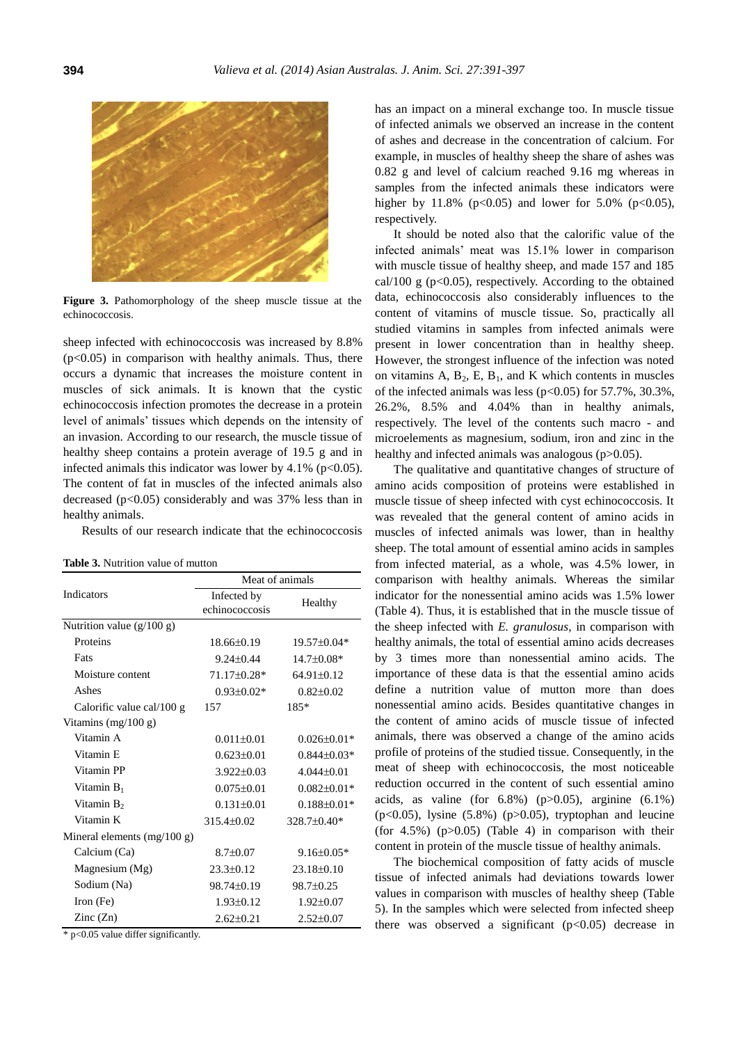**Figure 3.** Pathomorphology of the sheep muscle tissue at the echinococcosis.

sheep infected with echinococcosis was increased by 8.8% ($p<0.05$) in comparison with healthy animals. Thus, there occurs a dynamic that increases the moisture content in muscles of sick animals. It is known that the cystic echinococcosis infection promotes the decrease in a protein level of animals' tissues which depends on the intensity of an invasion. According to our research, the muscle tissue of healthy sheep contains a protein average of 19.5 g and in infected animals this indicator was lower by 4.1% ($p<0.05$). The content of fat in muscles of the infected animals also decreased ($p<0.05$) considerably and was 37% less than in healthy animals.

Results of our research indicate that the echinococcosis

**Table 3.** Nutrition value of mutton

| Indicators | Meat of animals | |
|---|---|---|
| | Infected by echinococcosis | Healthy |
| Nutrition value (g/100 g) | | |
| Proteins | 18.66±0.19 | 19.57±0.04* |
| Fats | 9.24±0.44 | 14.7±0.08* |
| Moisture content | 71.17±0.28* | 64.91±0.12 |
| Ashes | 0.93±0.02* | 0.82±0.02 |
| Calorific value cal/100 g | 157 | 185* |
| Vitamins (mg/100 g) | | |
| Vitamin A | 0.011±0.01 | 0.026±0.01* |
| Vitamin E | 0.623±0.01 | 0.844±0.03* |
| Vitamin PP | 3.922±0.03 | 4.044±0.01 |
| Vitamin $B_1$ | 0.075±0.01 | 0.082±0.01* |
| Vitamin $B_2$ | 0.131±0.01 | 0.188±0.01* |
| Vitamin K | 315.4±0.02 | 328.7±0.40* |
| Mineral elements (mg/100 g) | | |
| Calcium (Ca) | 8.7±0.07 | 9.16±0.05* |
| Magnesium (Mg) | 23.3±0.12 | 23.18±0.10 |
| Sodium (Na) | 98.74±0.19 | 98.7±0.25 |
| Iron (Fe) | 1.93±0.12 | 1.92±0.07 |
| Zinc (Zn) | 2.62±0.21 | 2.52±0.07 |

\* $p<0.05$ value differ significantly.

has an impact on a mineral exchange too. In muscle tissue of infected animals we observed an increase in the content of ashes and decrease in the concentration of calcium. For example, in muscles of healthy sheep the share of ashes was 0.82 g and level of calcium reached 9.16 mg whereas in samples from the infected animals these indicators were higher by 11.8% ($p<0.05$) and lower for 5.0% ($p<0.05$), respectively.

It should be noted also that the calorific value of the infected animals' meat was 15.1% lower in comparison with muscle tissue of healthy sheep, and made 157 and 185 cal/100 g ($p<0.05$), respectively. According to the obtained data, echinococcosis also considerably influences to the content of vitamins of muscle tissue. So, practically all studied vitamins in samples from infected animals were present in lower concentration than in healthy sheep. However, the strongest influence of the infection was noted on vitamins A, $B_2$, E, $B_1$, and K which contents in muscles of the infected animals was less ($p<0.05$) for 57.7%, 30.3%, 26.2%, 8.5% and 4.04% than in healthy animals, respectively. The level of the contents such macro - and microelements as magnesium, sodium, iron and zinc in the healthy and infected animals was analogous ($p>0.05$).

The qualitative and quantitative changes of structure of amino acids composition of proteins were established in muscle tissue of sheep infected with cyst echinococcosis. It was revealed that the general content of amino acids in muscles of infected animals was lower, than in healthy sheep. The total amount of essential amino acids in samples from infected material, as a whole, was 4.5% lower, in comparison with healthy animals. Whereas the similar indicator for the nonessential amino acids was 1.5% lower (Table 4). Thus, it is established that in the muscle tissue of the sheep infected with *E. granulosus*, in comparison with healthy animals, the total of essential amino acids decreases by 3 times more than nonessential amino acids. The importance of these data is that the essential amino acids define a nutrition value of mutton more than does nonessential amino acids. Besides quantitative changes in the content of amino acids of muscle tissue of infected animals, there was observed a change of the amino acids profile of proteins of the studied tissue. Consequently, in the meat of sheep with echinococcosis, the most noticeable reduction occurred in the content of such essential amino acids, as valine (for 6.8%) ($p>0.05$), arginine (6.1%) ($p<0.05$), lysine (5.8%) ($p>0.05$), tryptophan and leucine (for 4.5%) ($p>0.05$) (Table 4) in comparison with their content in protein of the muscle tissue of healthy animals.

The biochemical composition of fatty acids of muscle tissue of infected animals had deviations towards lower values in comparison with muscles of healthy sheep (Table 5). In the samples which were selected from infected sheep there was observed a significant ($p<0.05$) decrease in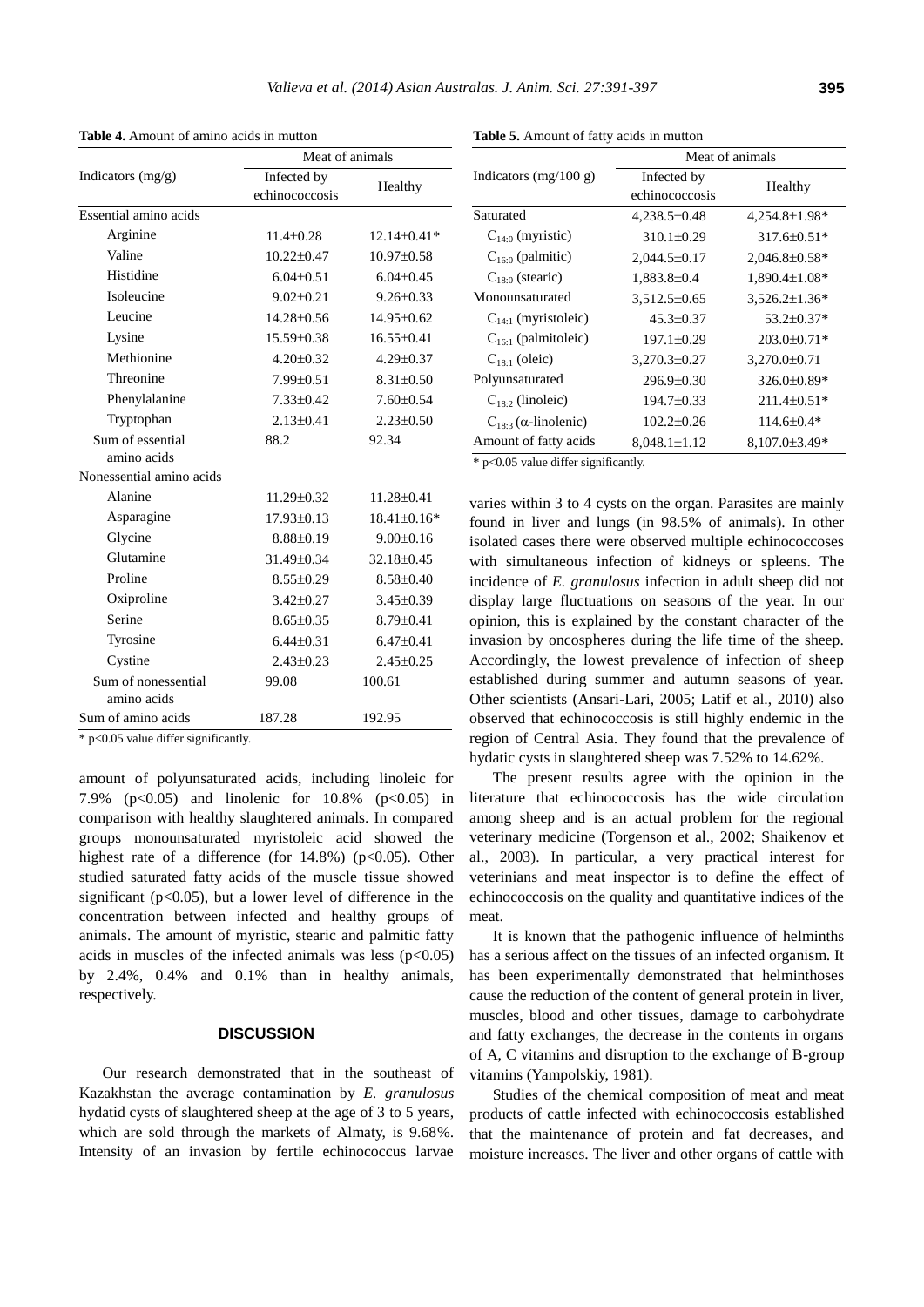**Table 4.** Amount of amino acids in mutton

| Indicators (mg/g) | Meat of animals | |
|---|---|---|
| | Infected by echinococcosis | Healthy |
| Essential amino acids | | |
| Arginine | 11.4±0.28 | 12.14±0.41* |
| Valine | 10.22±0.47 | 10.97±0.58 |
| Histidine | 6.04±0.51 | 6.04±0.45 |
| Isoleucine | 9.02±0.21 | 9.26±0.33 |
| Leucine | 14.28±0.56 | 14.95±0.62 |
| Lysine | 15.59±0.38 | 16.55±0.41 |
| Methionine | 4.20±0.32 | 4.29±0.37 |
| Threonine | 7.99±0.51 | 8.31±0.50 |
| Phenylalanine | 7.33±0.42 | 7.60±0.54 |
| Tryptophan | 2.13±0.41 | 2.23±0.50 |
| Sum of essential amino acids | 88.2 | 92.34 |
| Nonessential amino acids | | |
| Alanine | 11.29±0.32 | 11.28±0.41 |
| Asparagine | 17.93±0.13 | 18.41±0.16* |
| Glycine | 8.88±0.19 | 9.00±0.16 |
| Glutamine | 31.49±0.34 | 32.18±0.45 |
| Proline | 8.55±0.29 | 8.58±0.40 |
| Oxiproline | 3.42±0.27 | 3.45±0.39 |
| Serine | 8.65±0.35 | 8.79±0.41 |
| Tyrosine | 6.44±0.31 | 6.47±0.41 |
| Cystine | 2.43±0.23 | 2.45±0.25 |
| Sum of nonessential amino acids | 99.08 | 100.61 |
| Sum of amino acids | 187.28 | 192.95 |

\* $p<0.05$ value differ significantly.

**Table 5.** Amount of fatty acids in mutton

| Indicators (mg/100 g) | Meat of animals | |
|---|---|---|
| | Infected by echinococcosis | Healthy |
| Saturated | 4,238.5±0.48 | 4,254.8±1.98* |
| $C_{14:0}$ (myristic) | 310.1±0.29 | 317.6±0.51* |
| $C_{16:0}$ (palmitic) | 2,044.5±0.17 | 2,046.8±0.58* |
| $C_{18:0}$ (stearic) | 1,883.8±0.4 | 1,890.4±1.08* |
| Monounsaturated | 3,512.5±0.65 | 3,526.2±1.36* |
| $C_{14:1}$ (myristoleic) | 45.3±0.37 | 53.2±0.37* |
| $C_{16:1}$ (palmitoleic) | 197.1±0.29 | 203.0±0.71* |
| $C_{18:1}$ (oleic) | 3,270.3±0.27 | 3,270.0±0.71 |
| Polyunsaturated | 296.9±0.30 | 326.0±0.89* |
| $C_{18:2}$ (linoleic) | 194.7±0.33 | 211.4±0.51* |
| $C_{18:3}$ (α-linolenic) | 102.2±0.26 | 114.6±0.4* |
| Amount of fatty acids | 8,048.1±1.12 | 8,107.0±3.49* |

\* $p<0.05$ value differ significantly.

amount of polyunsaturated acids, including linoleic for 7.9% ($p<0.05$) and linolenic for 10.8% ($p<0.05$) in comparison with healthy slaughtered animals. In compared groups monounsaturated myristoleic acid showed the highest rate of a difference (for 14.8%) ($p<0.05$). Other studied saturated fatty acids of the muscle tissue showed significant ($p<0.05$), but a lower level of difference in the concentration between infected and healthy groups of animals. The amount of myristic, stearic and palmitic fatty acids in muscles of the infected animals was less ($p<0.05$) by 2.4%, 0.4% and 0.1% than in healthy animals, respectively.

## DISCUSSION

Our research demonstrated that in the southeast of Kazakhstan the average contamination by *E. granulosus* hydatid cysts of slaughtered sheep at the age of 3 to 5 years, which are sold through the markets of Almaty, is 9.68%. Intensity of an invasion by fertile echinococcus larvae varies within 3 to 4 cysts on the organ. Parasites are mainly found in liver and lungs (in 98.5% of animals). In other isolated cases there were observed multiple echinococcoses with simultaneous infection of kidneys or spleens. The incidence of *E. granulosus* infection in adult sheep did not display large fluctuations on seasons of the year. In our opinion, this is explained by the constant character of the invasion by oncospheres during the life time of the sheep. Accordingly, the lowest prevalence of infection of sheep established during summer and autumn seasons of year. Other scientists (Ansari-Lari, 2005; Latif et al., 2010) also observed that echinococcosis is still highly endemic in the region of Central Asia. They found that the prevalence of hydatic cysts in slaughtered sheep was 7.52% to 14.62%.

The present results agree with the opinion in the literature that echinococcosis has the wide circulation among sheep and is an actual problem for the regional veterinary medicine (Torgenson et al., 2002; Shaikenov et al., 2003). In particular, a very practical interest for veterinians and meat inspector is to define the effect of echinococcosis on the quality and quantitative indices of the meat.

It is known that the pathogenic influence of helminths has a serious affect on the tissues of an infected organism. It has been experimentally demonstrated that helminthoses cause the reduction of the content of general protein in liver, muscles, blood and other tissues, damage to carbohydrate and fatty exchanges, the decrease in the contents in organs of A, C vitamins and disruption to the exchange of B-group vitamins (Yampolskiy, 1981).

Studies of the chemical composition of meat and meat products of cattle infected with echinococcosis established that the maintenance of protein and fat decreases, and moisture increases. The liver and other organs of cattle with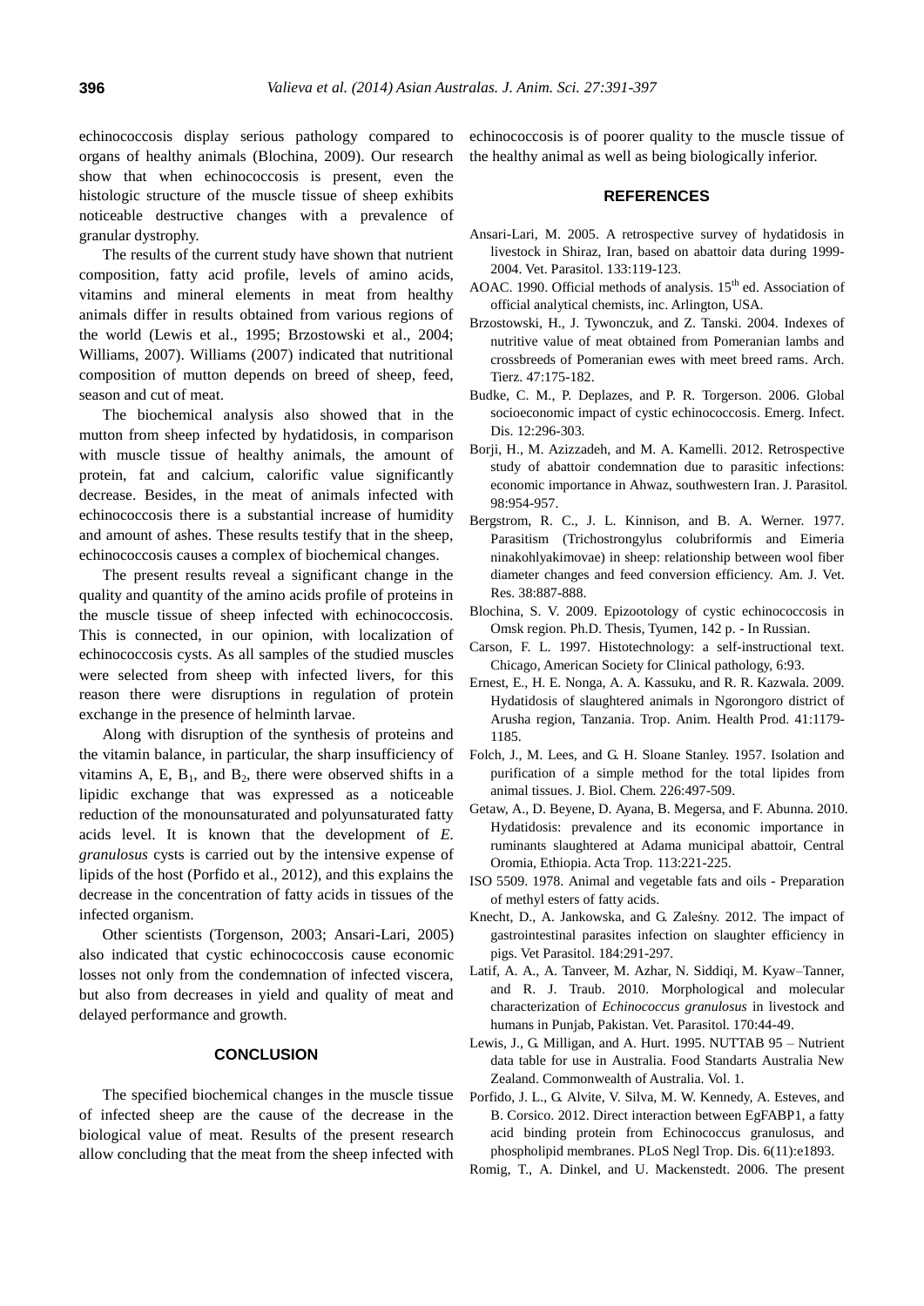echinococcosis display serious pathology compared to organs of healthy animals (Blochina, 2009). Our research show that when echinococcosis is present, even the histologic structure of the muscle tissue of sheep exhibits noticeable destructive changes with a prevalence of granular dystrophy.

The results of the current study have shown that nutrient composition, fatty acid profile, levels of amino acids, vitamins and mineral elements in meat from healthy animals differ in results obtained from various regions of the world (Lewis et al., 1995; Brzostowski et al., 2004; Williams, 2007). Williams (2007) indicated that nutritional composition of mutton depends on breed of sheep, feed, season and cut of meat.

The biochemical analysis also showed that in the mutton from sheep infected by hydatidosis, in comparison with muscle tissue of healthy animals, the amount of protein, fat and calcium, calorific value significantly decrease. Besides, in the meat of animals infected with echinococcosis there is a substantial increase of humidity and amount of ashes. These results testify that in the sheep, echinococcosis causes a complex of biochemical changes.

The present results reveal a significant change in the quality and quantity of the amino acids profile of proteins in the muscle tissue of sheep infected with echinococcosis. This is connected, in our opinion, with localization of echinococcosis cysts. As all samples of the studied muscles were selected from sheep with infected livers, for this reason there were disruptions in regulation of protein exchange in the presence of helminth larvae.

Along with disruption of the synthesis of proteins and the vitamin balance, in particular, the sharp insufficiency of vitamins A, E, $B_1$, and $B_2$, there were observed shifts in a lipidic exchange that was expressed as a noticeable reduction of the monounsaturated and polyunsaturated fatty acids level. It is known that the development of *E. granulosus* cysts is carried out by the intensive expense of lipids of the host (Porfido et al., 2012), and this explains the decrease in the concentration of fatty acids in tissues of the infected organism.

Other scientists (Torgenson, 2003; Ansari-Lari, 2005) also indicated that cystic echinococcosis cause economic losses not only from the condemnation of infected viscera, but also from decreases in yield and quality of meat and delayed performance and growth.

## CONCLUSION

The specified biochemical changes in the muscle tissue of infected sheep are the cause of the decrease in the biological value of meat. Results of the present research allow concluding that the meat from the sheep infected with echinococcosis is of poorer quality to the muscle tissue of the healthy animal as well as being biologically inferior.

## REFERENCES

Ansari-Lari, M. 2005. A retrospective survey of hydatidosis in livestock in Shiraz, Iran, based on abattoir data during 1999-2004. Vet. Parasitol. 133:119-123.

AOAC. 1990. Official methods of analysis. 15th ed. Association of official analytical chemists, inc. Arlington, USA.

Brzostowski, H., J. Tywonczuk, and Z. Tanski. 2004. Indexes of nutritive value of meat obtained from Pomeranian lambs and crossbreeds of Pomeranian ewes with meet breed rams. Arch. Tierz. 47:175-182.

Budke, C. M., P. Deplazes, and P. R. Torgerson. 2006. Global socioeconomic impact of cystic echinococcosis. Emerg. Infect. Dis. 12:296-303.

Borji, H., M. Azizzadeh, and M. A. Kamelli. 2012. Retrospective study of abattoir condemnation due to parasitic infections: economic importance in Ahwaz, southwestern Iran. J. Parasitol. 98:954-957.

Bergstrom, R. C., J. L. Kinnison, and B. A. Werner. 1977. Parasitism (Trichostrongylus colubriformis and Eimeria ninakohlyakimovae) in sheep: relationship between wool fiber diameter changes and feed conversion efficiency. Am. J. Vet. Res. 38:887-888.

Blochina, S. V. 2009. Epizootology of cystic echinococcosis in Omsk region. Ph.D. Thesis, Tyumen, 142 p. - In Russian.

Carson, F. L. 1997. Histotechnology: a self-instructional text. Chicago, American Society for Clinical pathology, 6:93.

Ernest, E., H. E. Nonga, A. A. Kassuku, and R. R. Kazwala. 2009. Hydatidosis of slaughtered animals in Ngorongoro district of Arusha region, Tanzania. Trop. Anim. Health Prod. 41:1179-1185.

Folch, J., M. Lees, and G. H. Sloane Stanley. 1957. Isolation and purification of a simple method for the total lipides from animal tissues. J. Biol. Chem. 226:497-509.

Getaw, A., D. Beyene, D. Ayana, B. Megersa, and F. Abunna. 2010. Hydatidosis: prevalence and its economic importance in ruminants slaughtered at Adama municipal abattoir, Central Oromia, Ethiopia. Acta Trop. 113:221-225.

ISO 5509. 1978. Animal and vegetable fats and oils - Preparation of methyl esters of fatty acids.

Knecht, D., A. Jankowska, and G. Zaleśny. 2012. The impact of gastrointestinal parasites infection on slaughter efficiency in pigs. Vet Parasitol. 184:291-297.

Latif, A. A., A. Tanveer, M. Azhar, N. Siddiqi, M. Kyaw–Tanner, and R. J. Traub. 2010. Morphological and molecular characterization of *Echinococcus granulosus* in livestock and humans in Punjab, Pakistan. Vet. Parasitol. 170:44-49.

Lewis, J., G. Milligan, and A. Hurt. 1995. NUTTAB 95 – Nutrient data table for use in Australia. Food Standarts Australia New Zealand. Commonwealth of Australia. Vol. 1.

Porfido, J. L., G. Alvite, V. Silva, M. W. Kennedy, A. Esteves, and B. Corsico. 2012. Direct interaction between EgFABP1, a fatty acid binding protein from Echinococcus granulosus, and phospholipid membranes. PLoS Negl Trop. Dis. 6(11):e1893.

Romig, T., A. Dinkel, and U. Mackenstedt. 2006. The present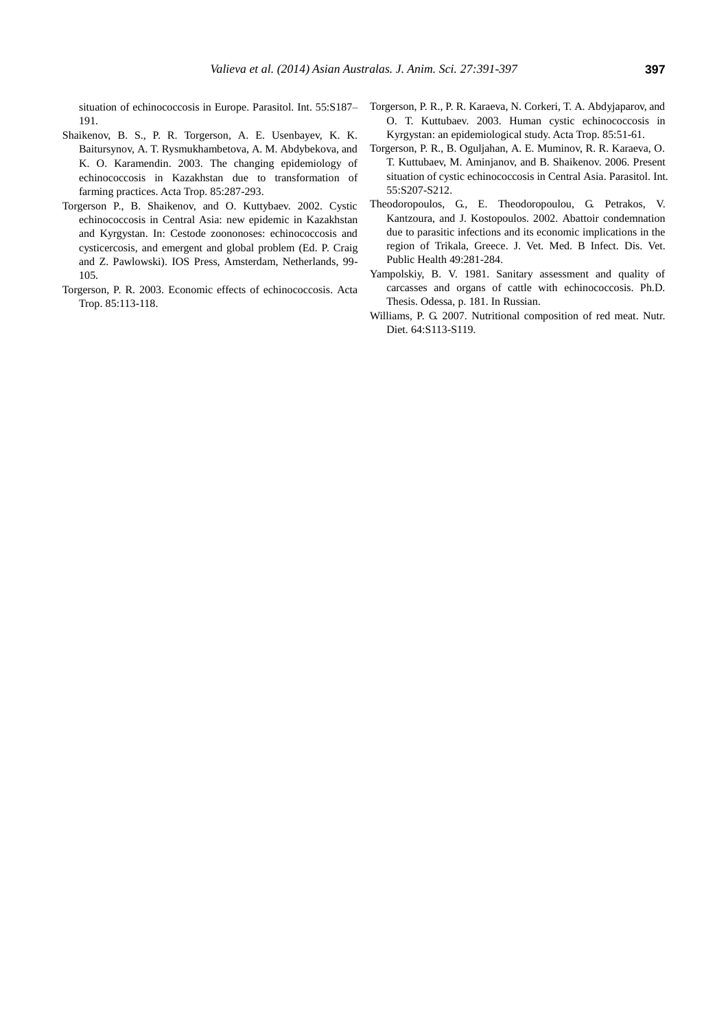situation of echinococcosis in Europe. Parasitol. Int. 55:S187–191.

Shaikenov, B. S., P. R. Torgerson, A. E. Usenbayev, K. K. Baitursynov, A. T. Rysmukhambetova, A. M. Abdybekova, and K. O. Karamendin. 2003. The changing epidemiology of echinococcosis in Kazakhstan due to transformation of farming practices. Acta Trop. 85:287-293.

Torgerson P., B. Shaikenov, and O. Kuttybaev. 2002. Cystic echinococcosis in Central Asia: new epidemic in Kazakhstan and Kyrgystan. In: Cestode zoononoses: echinococcosis and cysticercosis, and emergent and global problem (Ed. P. Craig and Z. Pawlowski). IOS Press, Amsterdam, Netherlands, 99-105.

Torgerson, P. R. 2003. Economic effects of echinococcosis. Acta Trop. 85:113-118.

Torgerson, P. R., P. R. Karaeva, N. Corkeri, T. A. Abdyjaparov, and O. T. Kuttubaev. 2003. Human cystic echinococcosis in Kyrgystan: an epidemiological study. Acta Trop. 85:51-61.

Torgerson, P. R., B. Oguljahan, A. E. Muminov, R. R. Karaeva, O. T. Kuttubaev, M. Aminjanov, and B. Shaikenov. 2006. Present situation of cystic echinococcosis in Central Asia. Parasitol. Int. 55:S207-S212.

Theodoropoulos, G., E. Theodoropoulou, G. Petrakos, V. Kantzoura, and J. Kostopoulos. 2002. Abattoir condemnation due to parasitic infections and its economic implications in the region of Trikala, Greece. J. Vet. Med. B Infect. Dis. Vet. Public Health 49:281-284.

Yampolskiy, B. V. 1981. Sanitary assessment and quality of carcasses and organs of cattle with echinococcosis. Ph.D. Thesis. Odessa, p. 181. In Russian.

Williams, P. G. 2007. Nutritional composition of red meat. Nutr. Diet. 64:S113-S119.